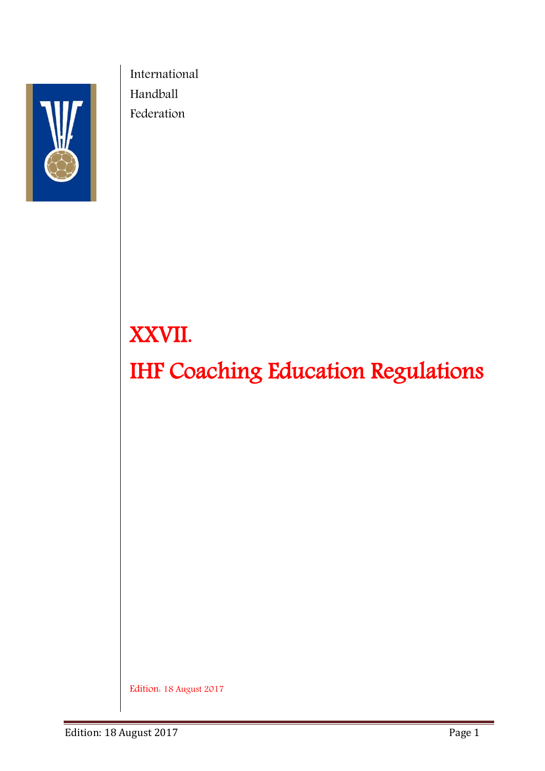International

Handball

Federation

# XXVII.

# IHF Coaching Education Regulations

Edition: 18 August 2017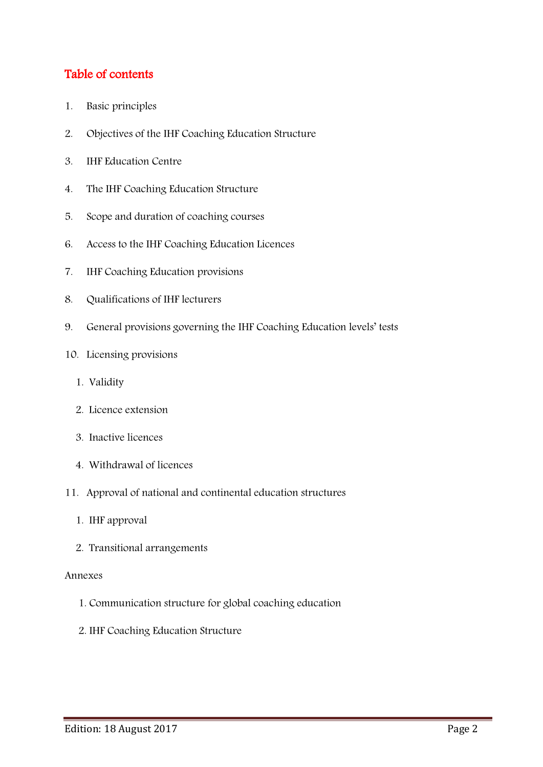## Table of contents

1. Basic principles
2. Objectives of the IHF Coaching Education Structure
3. IHF Education Centre
4. The IHF Coaching Education Structure
5. Scope and duration of coaching courses
6. Access to the IHF Coaching Education Licences
7. IHF Coaching Education provisions
8. Qualifications of IHF lecturers
9. General provisions governing the IHF Coaching Education levels' tests
10. Licensing provisions
    1. Validity
    2. Licence extension
    3. Inactive licences
    4. Withdrawal of licences
11. Approval of national and continental education structures
    1. IHF approval
    2. Transitional arrangements

Annexes

1. Communication structure for global coaching education
2. IHF Coaching Education Structure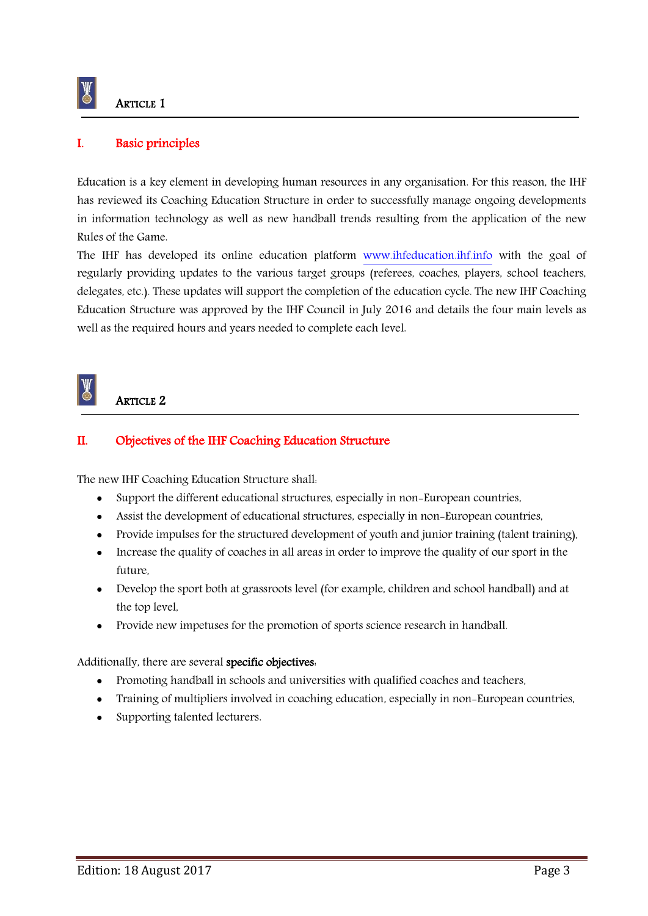## ARTICLE 1

### I. Basic principles

Education is a key element in developing human resources in any organisation. For this reason, the IHF has reviewed its Coaching Education Structure in order to successfully manage ongoing developments in information technology as well as new handball trends resulting from the application of the new Rules of the Game.

The IHF has developed its online education platform www.ihfeducation.ihf.info with the goal of regularly providing updates to the various target groups (referees, coaches, players, school teachers, delegates, etc.). These updates will support the completion of the education cycle. The new IHF Coaching Education Structure was approved by the IHF Council in July 2016 and details the four main levels as well as the required hours and years needed to complete each level.

## ARTICLE 2

### II. Objectives of the IHF Coaching Education Structure

The new IHF Coaching Education Structure shall:

- Support the different educational structures, especially in non-European countries,
- Assist the development of educational structures, especially in non-European countries,
- Provide impulses for the structured development of youth and junior training (talent training),
- Increase the quality of coaches in all areas in order to improve the quality of our sport in the future,
- Develop the sport both at grassroots level (for example, children and school handball) and at the top level,
- Provide new impetuses for the promotion of sports science research in handball.

Additionally, there are several **specific objectives**:

- Promoting handball in schools and universities with qualified coaches and teachers,
- Training of multipliers involved in coaching education, especially in non-European countries,
- Supporting talented lecturers.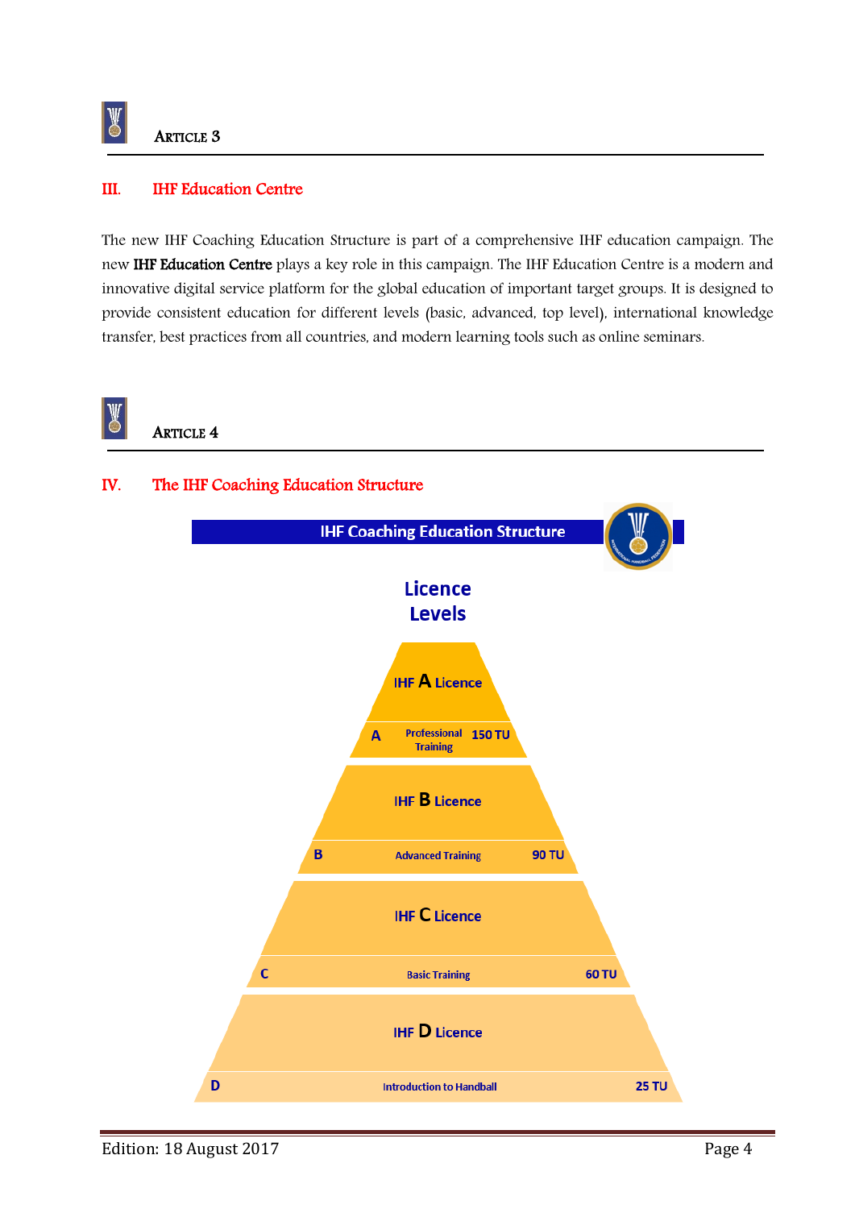### Article 3

## III. IHF Education Centre

The new IHF Coaching Education Structure is part of a comprehensive IHF education campaign. The new **IHF Education Centre** plays a key role in this campaign. The IHF Education Centre is a modern and innovative digital service platform for the global education of important target groups. It is designed to provide consistent education for different levels (basic, advanced, top level), international knowledge transfer, best practices from all countries, and modern learning tools such as online seminars.

### Article 4

## IV. The IHF Coaching Education Structure

**IHF Coaching Education Structure**

**Licence Levels**

| Licence | Level | Training | TU |
| --- | --- | --- | --- |
| IHF A Licence | A | Professional Training | 150 TU |
| IHF B Licence | B | Advanced Training | 90 TU |
| IHF C Licence | C | Basic Training | 60 TU |
| IHF D Licence | D | Introduction to Handball | 25 TU |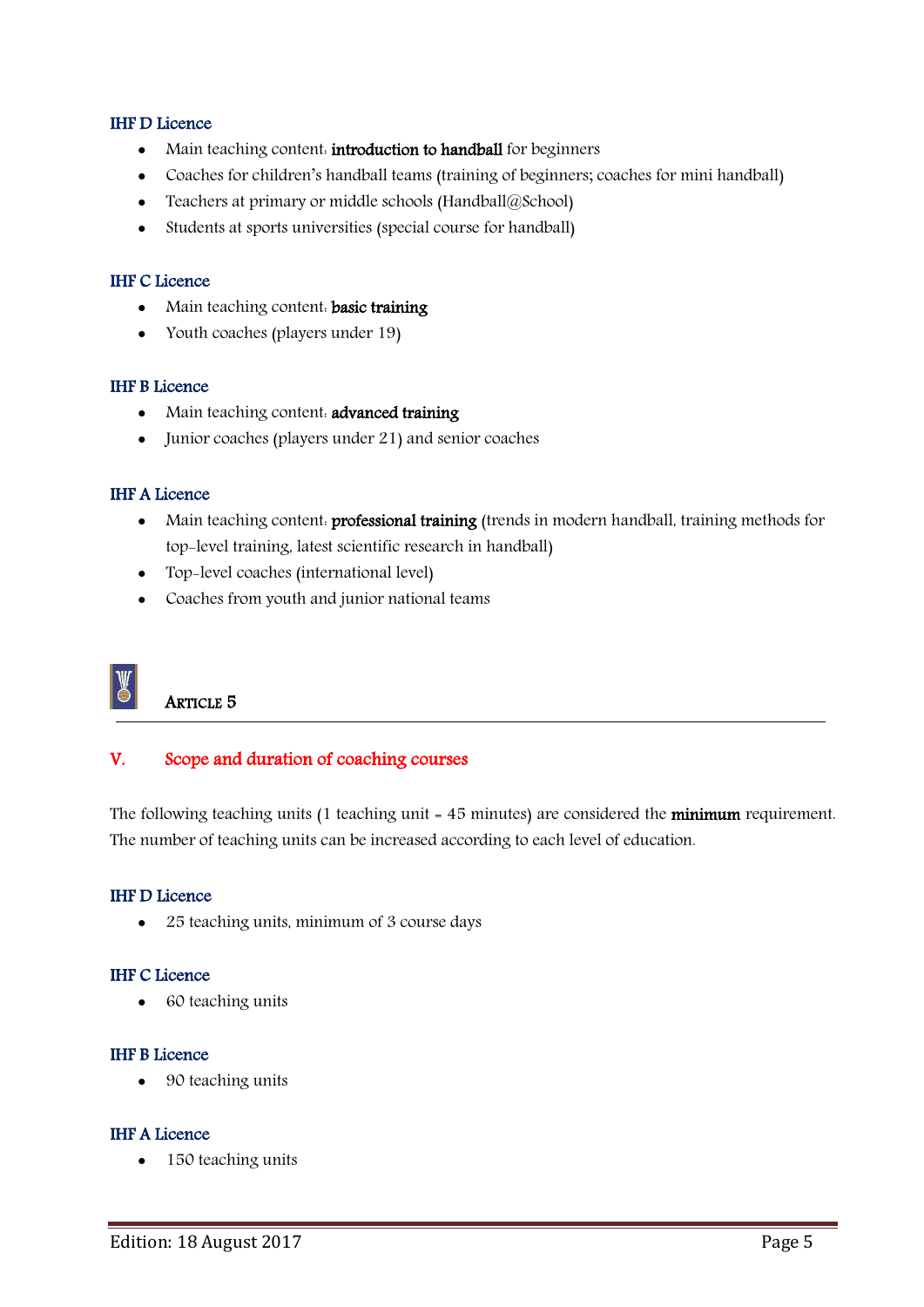### IHF D Licence

- Main teaching content: **introduction to handball** for beginners
- Coaches for children's handball teams (training of beginners; coaches for mini handball)
- Teachers at primary or middle schools (Handball@School)
- Students at sports universities (special course for handball)

### IHF C Licence

- Main teaching content: **basic training**
- Youth coaches (players under 19)

### IHF B Licence

- Main teaching content: **advanced training**
- Junior coaches (players under 21) and senior coaches

### IHF A Licence

- Main teaching content: **professional training** (trends in modern handball, training methods for top-level training, latest scientific research in handball)
- Top-level coaches (international level)
- Coaches from youth and junior national teams

## Article 5

## V. Scope and duration of coaching courses

The following teaching units (1 teaching unit = 45 minutes) are considered the **minimum** requirement. The number of teaching units can be increased according to each level of education.

### IHF D Licence

- 25 teaching units, minimum of 3 course days

### IHF C Licence

- 60 teaching units

### IHF B Licence

- 90 teaching units

### IHF A Licence

- 150 teaching units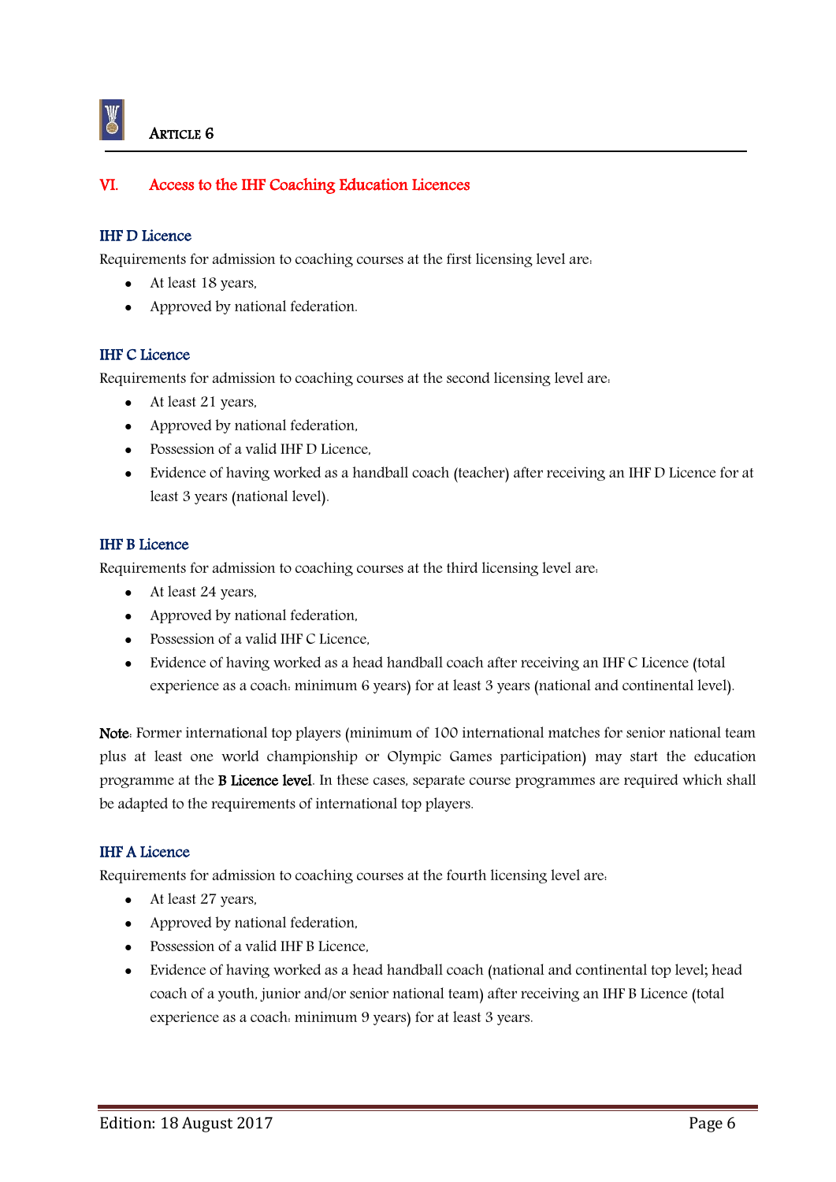# Article 6

## VI. Access to the IHF Coaching Education Licences

### IHF D Licence

Requirements for admission to coaching courses at the first licensing level are:

- At least 18 years,
- Approved by national federation.

### IHF C Licence

Requirements for admission to coaching courses at the second licensing level are:

- At least 21 years,
- Approved by national federation,
- Possession of a valid IHF D Licence,
- Evidence of having worked as a handball coach (teacher) after receiving an IHF D Licence for at least 3 years (national level).

### IHF B Licence

Requirements for admission to coaching courses at the third licensing level are:

- At least 24 years,
- Approved by national federation,
- Possession of a valid IHF C Licence,
- Evidence of having worked as a head handball coach after receiving an IHF C Licence (total experience as a coach: minimum 6 years) for at least 3 years (national and continental level).

**Note**: Former international top players (minimum of 100 international matches for senior national team plus at least one world championship or Olympic Games participation) may start the education programme at the **B Licence level**. In these cases, separate course programmes are required which shall be adapted to the requirements of international top players.

### IHF A Licence

Requirements for admission to coaching courses at the fourth licensing level are:

- At least 27 years,
- Approved by national federation,
- Possession of a valid IHF B Licence,
- Evidence of having worked as a head handball coach (national and continental top level; head coach of a youth, junior and/or senior national team) after receiving an IHF B Licence (total experience as a coach: minimum 9 years) for at least 3 years.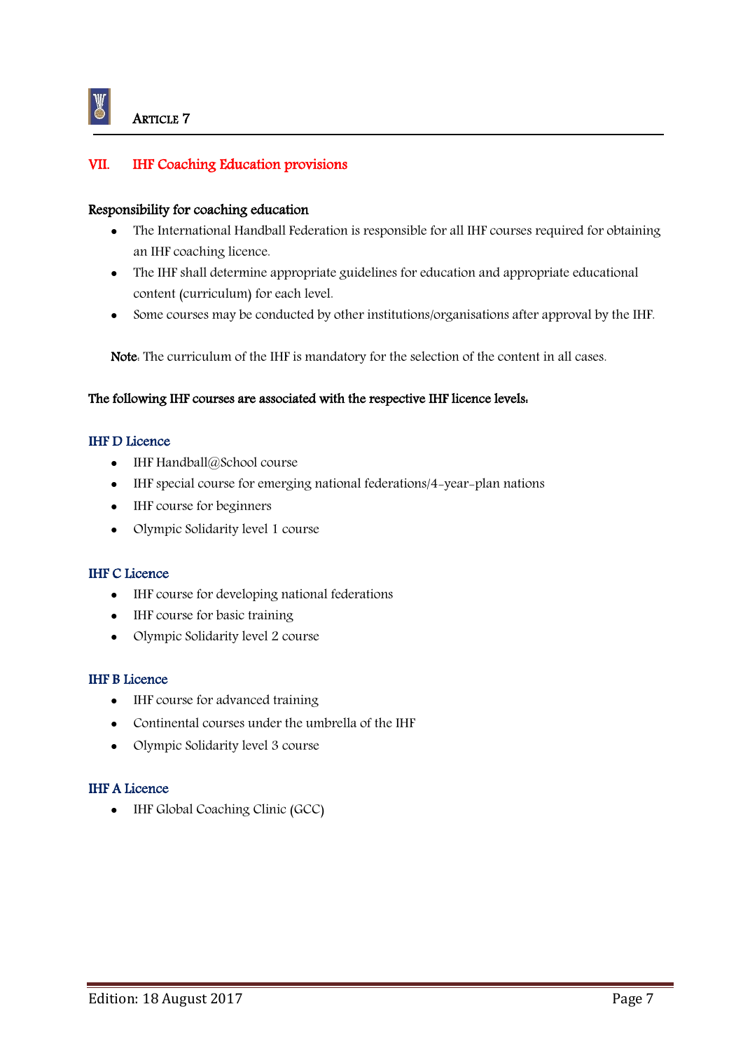# Article 7

## VII. IHF Coaching Education provisions

**Responsibility for coaching education**

- The International Handball Federation is responsible for all IHF courses required for obtaining an IHF coaching licence.
- The IHF shall determine appropriate guidelines for education and appropriate educational content (curriculum) for each level.
- Some courses may be conducted by other institutions/organisations after approval by the IHF.

**Note**: The curriculum of the IHF is mandatory for the selection of the content in all cases.

**The following IHF courses are associated with the respective IHF licence levels:**

### IHF D Licence

- IHF Handball@School course
- IHF special course for emerging national federations/4-year-plan nations
- IHF course for beginners
- Olympic Solidarity level 1 course

### IHF C Licence

- IHF course for developing national federations
- IHF course for basic training
- Olympic Solidarity level 2 course

### IHF B Licence

- IHF course for advanced training
- Continental courses under the umbrella of the IHF
- Olympic Solidarity level 3 course

### IHF A Licence

- IHF Global Coaching Clinic (GCC)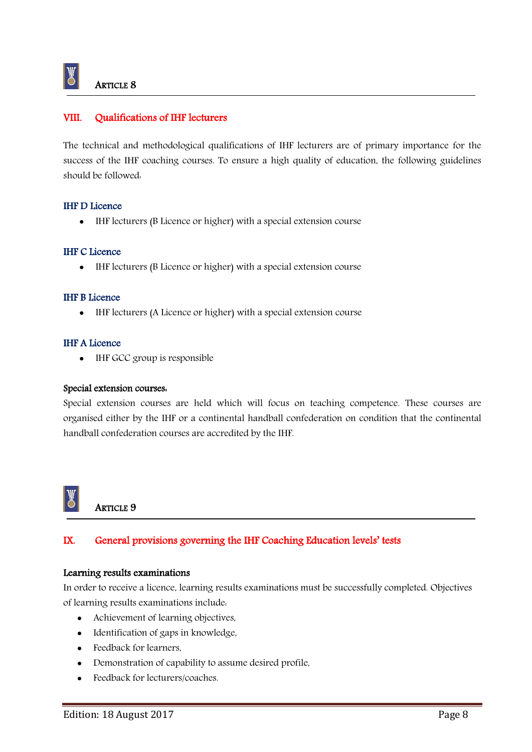## ARTICLE 8

### VIII. Qualifications of IHF lecturers

The technical and methodological qualifications of IHF lecturers are of primary importance for the success of the IHF coaching courses. To ensure a high quality of education, the following guidelines should be followed:

#### IHF D Licence

- IHF lecturers (B Licence or higher) with a special extension course

#### IHF C Licence

- IHF lecturers (B Licence or higher) with a special extension course

#### IHF B Licence

- IHF lecturers (A Licence or higher) with a special extension course

#### IHF A Licence

- IHF GCC group is responsible

**Special extension courses:**

Special extension courses are held which will focus on teaching competence. These courses are organised either by the IHF or a continental handball confederation on condition that the continental handball confederation courses are accredited by the IHF.

## ARTICLE 9

### IX. General provisions governing the IHF Coaching Education levels' tests

**Learning results examinations**

In order to receive a licence, learning results examinations must be successfully completed. Objectives of learning results examinations include:

- Achievement of learning objectives,
- Identification of gaps in knowledge,
- Feedback for learners,
- Demonstration of capability to assume desired profile,
- Feedback for lecturers/coaches.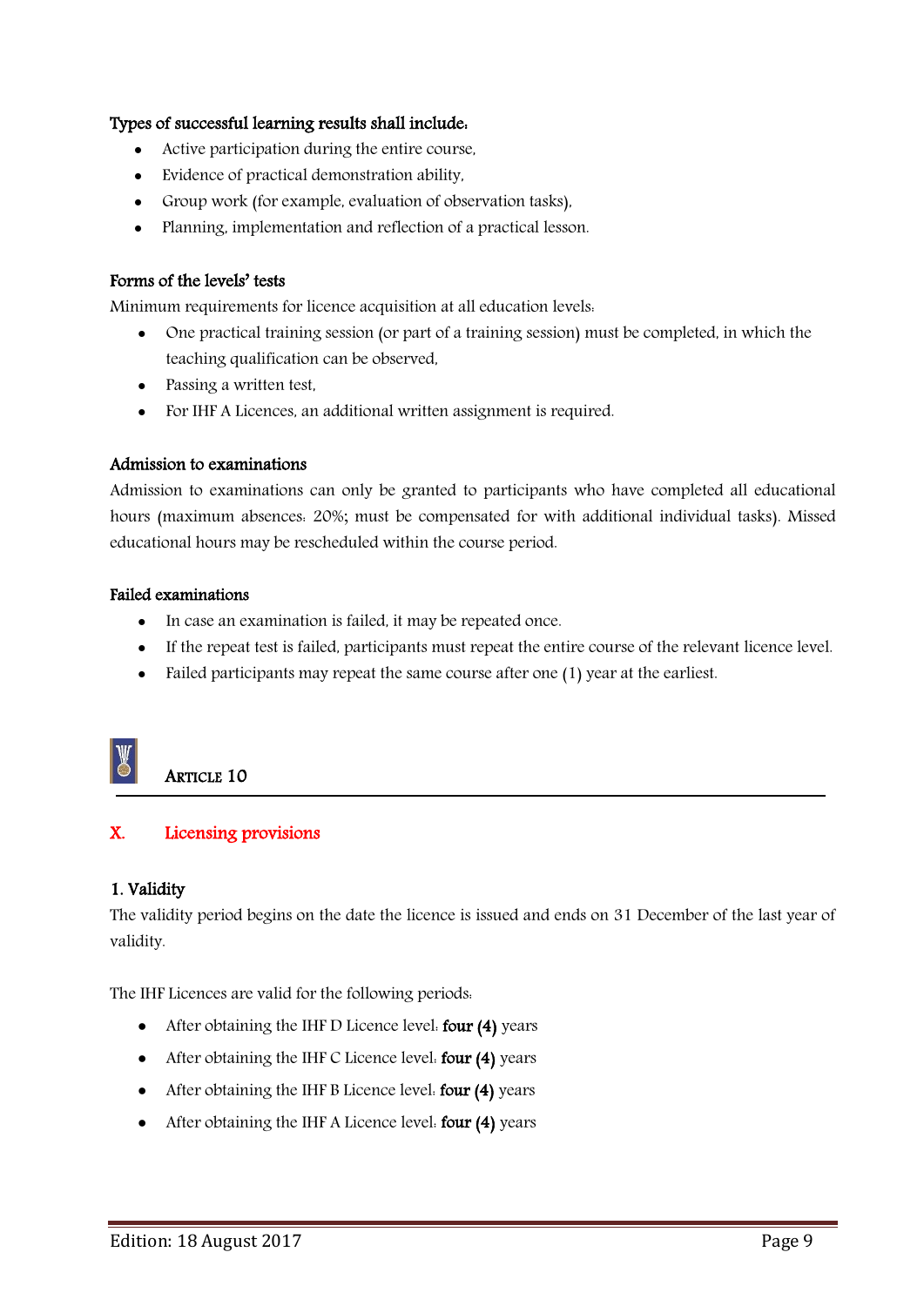**Types of successful learning results shall include:**

- Active participation during the entire course,
- Evidence of practical demonstration ability,
- Group work (for example, evaluation of observation tasks),
- Planning, implementation and reflection of a practical lesson.

**Forms of the levels' tests**

Minimum requirements for licence acquisition at all education levels:

- One practical training session (or part of a training session) must be completed, in which the teaching qualification can be observed,
- Passing a written test,
- For IHF A Licences, an additional written assignment is required.

**Admission to examinations**

Admission to examinations can only be granted to participants who have completed all educational hours (maximum absences: 20%; must be compensated for with additional individual tasks). Missed educational hours may be rescheduled within the course period.

**Failed examinations**

- In case an examination is failed, it may be repeated once.
- If the repeat test is failed, participants must repeat the entire course of the relevant licence level.
- Failed participants may repeat the same course after one (1) year at the earliest.

## ARTICLE 10

## X. Licensing provisions

### 1. Validity

The validity period begins on the date the licence is issued and ends on 31 December of the last year of validity.

The IHF Licences are valid for the following periods:

- After obtaining the IHF D Licence level: **four (4)** years
- After obtaining the IHF C Licence level: **four (4)** years
- After obtaining the IHF B Licence level: **four (4)** years
- After obtaining the IHF A Licence level: **four (4)** years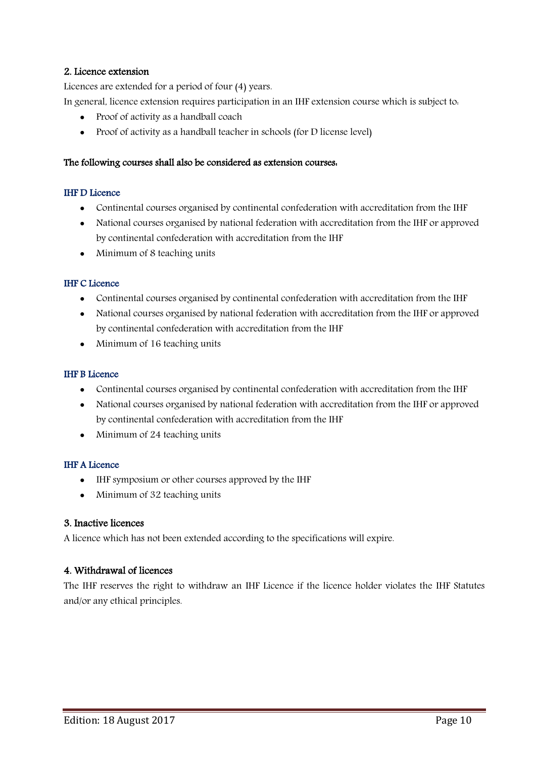## 2. Licence extension

Licences are extended for a period of four (4) years.

In general, licence extension requires participation in an IHF extension course which is subject to:

- Proof of activity as a handball coach
- Proof of activity as a handball teacher in schools (for D license level)

**The following courses shall also be considered as extension courses:**

### IHF D Licence

- Continental courses organised by continental confederation with accreditation from the IHF
- National courses organised by national federation with accreditation from the IHF or approved by continental confederation with accreditation from the IHF
- Minimum of 8 teaching units

### IHF C Licence

- Continental courses organised by continental confederation with accreditation from the IHF
- National courses organised by national federation with accreditation from the IHF or approved by continental confederation with accreditation from the IHF
- Minimum of 16 teaching units

### IHF B Licence

- Continental courses organised by continental confederation with accreditation from the IHF
- National courses organised by national federation with accreditation from the IHF or approved by continental confederation with accreditation from the IHF
- Minimum of 24 teaching units

### IHF A Licence

- IHF symposium or other courses approved by the IHF
- Minimum of 32 teaching units

## 3. Inactive licences

A licence which has not been extended according to the specifications will expire.

## 4. Withdrawal of licences

The IHF reserves the right to withdraw an IHF Licence if the licence holder violates the IHF Statutes and/or any ethical principles.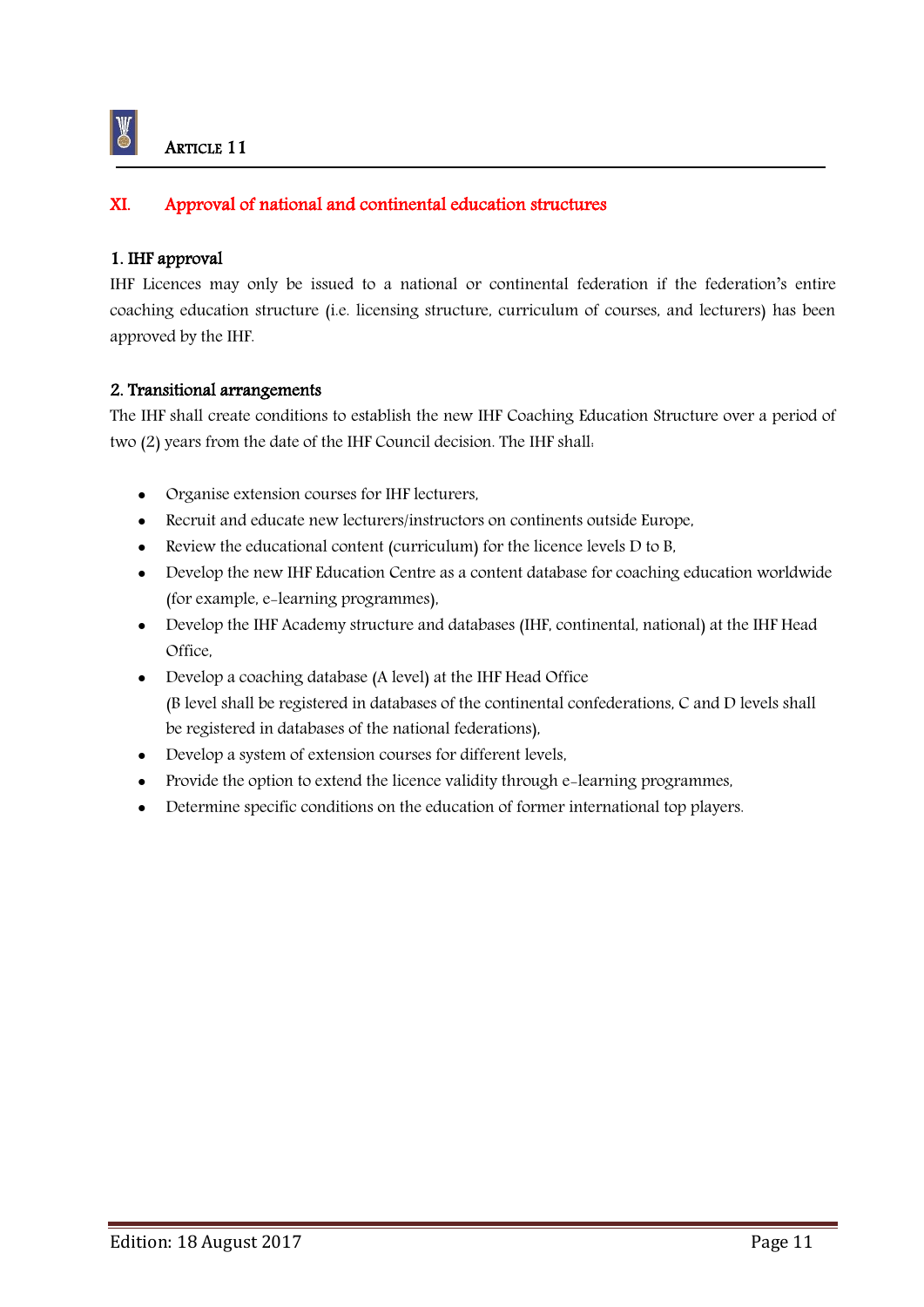ARTICLE 11

## XI. Approval of national and continental education structures

### 1. IHF approval

IHF Licences may only be issued to a national or continental federation if the federation's entire coaching education structure (i.e. licensing structure, curriculum of courses, and lecturers) has been approved by the IHF.

### 2. Transitional arrangements

The IHF shall create conditions to establish the new IHF Coaching Education Structure over a period of two (2) years from the date of the IHF Council decision. The IHF shall:

- Organise extension courses for IHF lecturers,
- Recruit and educate new lecturers/instructors on continents outside Europe,
- Review the educational content (curriculum) for the licence levels D to B,
- Develop the new IHF Education Centre as a content database for coaching education worldwide (for example, e-learning programmes),
- Develop the IHF Academy structure and databases (IHF, continental, national) at the IHF Head Office,
- Develop a coaching database (A level) at the IHF Head Office
  (B level shall be registered in databases of the continental confederations, C and D levels shall be registered in databases of the national federations),
- Develop a system of extension courses for different levels,
- Provide the option to extend the licence validity through e-learning programmes,
- Determine specific conditions on the education of former international top players.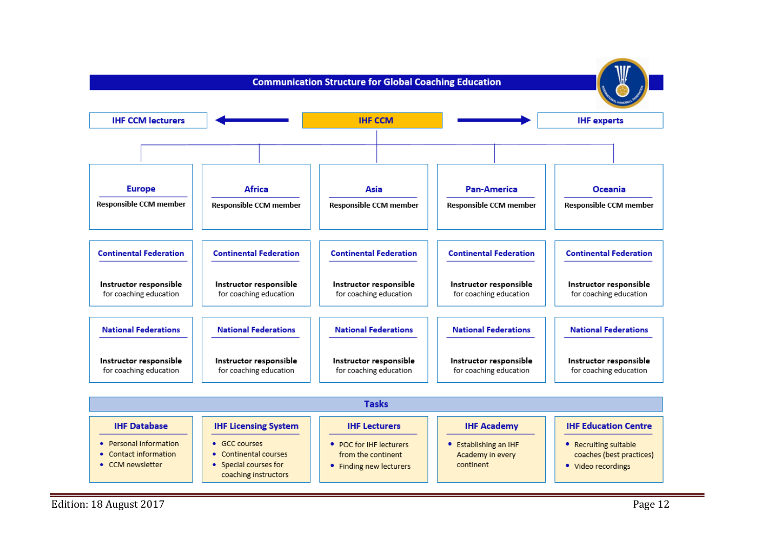## Communication Structure for Global Coaching Education

**IHF CCM lecturers** ← **IHF CCM** → **IHF experts**

| Europe | Africa | Asia | Pan-America | Oceania |
|---|---|---|---|---|
| Responsible CCM member | Responsible CCM member | Responsible CCM member | Responsible CCM member | Responsible CCM member |
| **Continental Federation**<br>**Instructor responsible** for coaching education | **Continental Federation**<br>**Instructor responsible** for coaching education | **Continental Federation**<br>**Instructor responsible** for coaching education | **Continental Federation**<br>**Instructor responsible** for coaching education | **Continental Federation**<br>**Instructor responsible** for coaching education |
| **National Federations**<br>**Instructor responsible** for coaching education | **National Federations**<br>**Instructor responsible** for coaching education | **National Federations**<br>**Instructor responsible** for coaching education | **National Federations**<br>**Instructor responsible** for coaching education | **National Federations**<br>**Instructor responsible** for coaching education |

### Tasks

| IHF Database | IHF Licensing System | IHF Lecturers | IHF Academy | IHF Education Centre |
|---|---|---|---|---|
| • Personal information<br>• Contact information<br>• CCM newsletter | • GCC courses<br>• Continental courses<br>• Special courses for coaching instructors | • POC for IHF lecturers from the continent<br>• Finding new lecturers | • Establishing an IHF Academy in every continent | • Recruiting suitable coaches (best practices)<br>• Video recordings |

Edition: 18 August 2017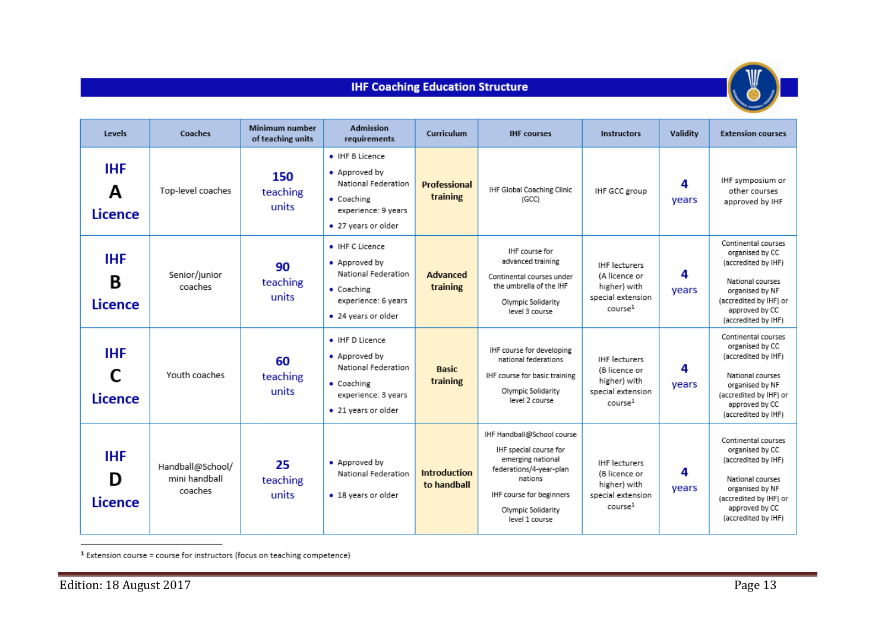## IHF Coaching Education Structure

| Levels | Coaches | Minimum number of teaching units | Admission requirements | Curriculum | IHF courses | Instructors | Validity | Extension courses |
|---|---|---|---|---|---|---|---|---|
| **IHF A Licence** | Top-level coaches | **150** teaching units | • IHF B Licence<br>• Approved by National Federation<br>• Coaching experience: 9 years<br>• 27 years or older | **Professional training** | IHF Global Coaching Clinic (GCC) | IHF GCC group | **4** years | IHF symposium or other courses approved by IHF |
| **IHF B Licence** | Senior/junior coaches | **90** teaching units | • IHF C Licence<br>• Approved by National Federation<br>• Coaching experience: 6 years<br>• 24 years or older | **Advanced training** | IHF course for advanced training<br>Continental courses under the umbrella of the IHF<br>Olympic Solidarity level 3 course | IHF lecturers (A licence or higher) with special extension course[1] | **4** years | Continental courses organised by CC (accredited by IHF)<br>National courses organised by NF (accredited by IHF) or approved by CC (accredited by IHF) |
| **IHF C Licence** | Youth coaches | **60** teaching units | • IHF D Licence<br>• Approved by National Federation<br>• Coaching experience: 3 years<br>• 21 years or older | **Basic training** | IHF course for developing national federations<br>IHF course for basic training<br>Olympic Solidarity level 2 course | IHF lecturers (B licence or higher) with special extension course[1] | **4** years | Continental courses organised by CC (accredited by IHF)<br>National courses organised by NF (accredited by IHF) or approved by CC (accredited by IHF) |
| **IHF D Licence** | Handball@School/ mini handball coaches | **25** teaching units | • Approved by National Federation<br>• 18 years or older | **Introduction to handball** | IHF Handball@School course<br>IHF special course for emerging national federations/4-year-plan nations<br>IHF course for beginners<br>Olympic Solidarity level 1 course | IHF lecturers (B licence or higher) with special extension course[1] | **4** years | Continental courses organised by CC (accredited by IHF)<br>National courses organised by NF (accredited by IHF) or approved by CC (accredited by IHF) |

[1] Extension course = course for instructors (focus on teaching competence)

Edition: 18 August 2017